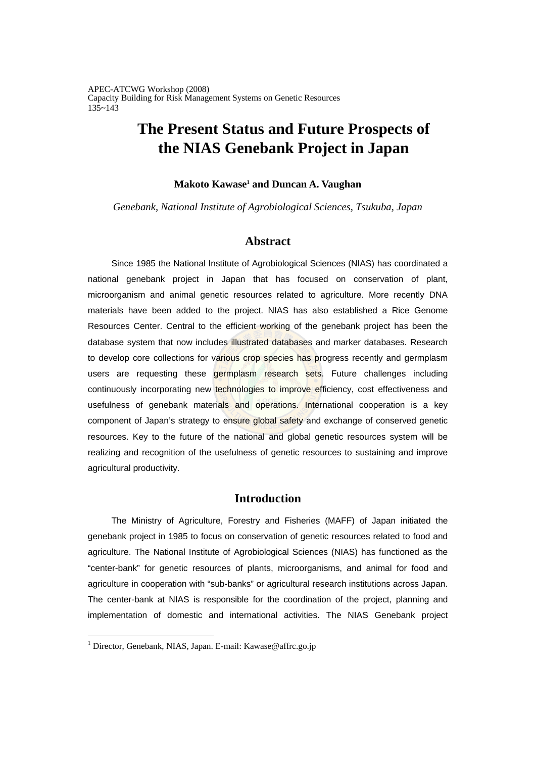# The Present Status and Future Prospects of the NIAS Genebank Project in Japan

**Makoto Kawase[1] and Duncan A. Vaughan**

*Genebank, National Institute of Agrobiological Sciences, Tsukuba, Japan*

## Abstract

Since 1985 the National Institute of Agrobiological Sciences (NIAS) has coordinated a national genebank project in Japan that has focused on conservation of plant, microorganism and animal genetic resources related to agriculture. More recently DNA materials have been added to the project. NIAS has also established a Rice Genome Resources Center. Central to the efficient working of the genebank project has been the database system that now includes illustrated databases and marker databases. Research to develop core collections for various crop species has progress recently and germplasm users are requesting these germplasm research sets. Future challenges including continuously incorporating new technologies to improve efficiency, cost effectiveness and usefulness of genebank materials and operations. International cooperation is a key component of Japan's strategy to ensure global safety and exchange of conserved genetic resources. Key to the future of the national and global genetic resources system will be realizing and recognition of the usefulness of genetic resources to sustaining and improve agricultural productivity.

## Introduction

The Ministry of Agriculture, Forestry and Fisheries (MAFF) of Japan initiated the genebank project in 1985 to focus on conservation of genetic resources related to food and agriculture. The National Institute of Agrobiological Sciences (NIAS) has functioned as the "center-bank" for genetic resources of plants, microorganisms, and animal for food and agriculture in cooperation with "sub-banks" or agricultural research institutions across Japan. The center-bank at NIAS is responsible for the coordination of the project, planning and implementation of domestic and international activities. The NIAS Genebank project

[1] Director, Genebank, NIAS, Japan. E-mail: Kawase@affrc.go.jp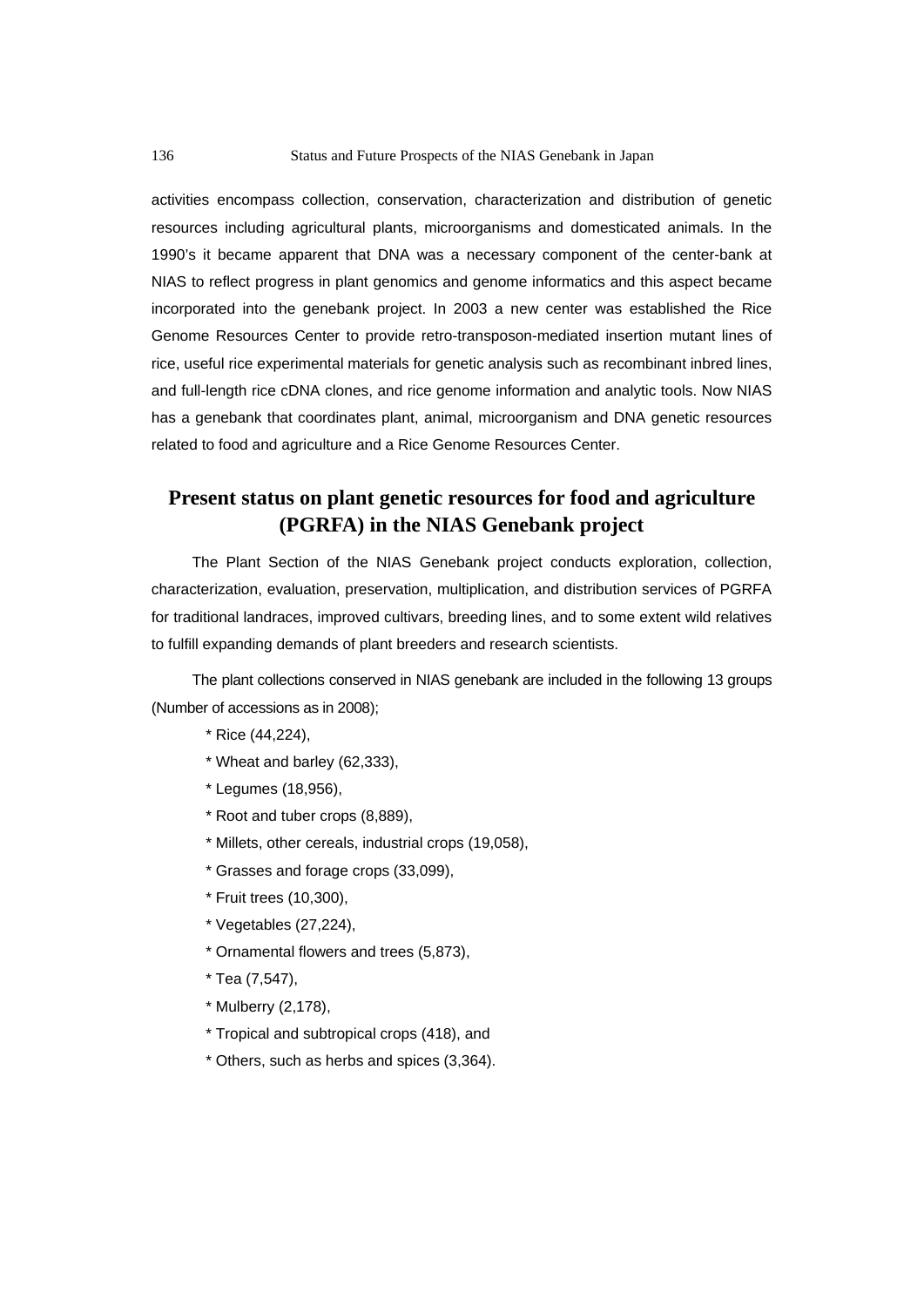activities encompass collection, conservation, characterization and distribution of genetic resources including agricultural plants, microorganisms and domesticated animals. In the 1990's it became apparent that DNA was a necessary component of the center-bank at NIAS to reflect progress in plant genomics and genome informatics and this aspect became incorporated into the genebank project. In 2003 a new center was established the Rice Genome Resources Center to provide retro-transposon-mediated insertion mutant lines of rice, useful rice experimental materials for genetic analysis such as recombinant inbred lines, and full-length rice cDNA clones, and rice genome information and analytic tools. Now NIAS has a genebank that coordinates plant, animal, microorganism and DNA genetic resources related to food and agriculture and a Rice Genome Resources Center.

## Present status on plant genetic resources for food and agriculture (PGRFA) in the NIAS Genebank project

The Plant Section of the NIAS Genebank project conducts exploration, collection, characterization, evaluation, preservation, multiplication, and distribution services of PGRFA for traditional landraces, improved cultivars, breeding lines, and to some extent wild relatives to fulfill expanding demands of plant breeders and research scientists.

The plant collections conserved in NIAS genebank are included in the following 13 groups (Number of accessions as in 2008);

* Rice (44,224),
* Wheat and barley (62,333),
* Legumes (18,956),
* Root and tuber crops (8,889),
* Millets, other cereals, industrial crops (19,058),
* Grasses and forage crops (33,099),
* Fruit trees (10,300),
* Vegetables (27,224),
* Ornamental flowers and trees (5,873),
* Tea (7,547),
* Mulberry (2,178),
* Tropical and subtropical crops (418), and
* Others, such as herbs and spices (3,364).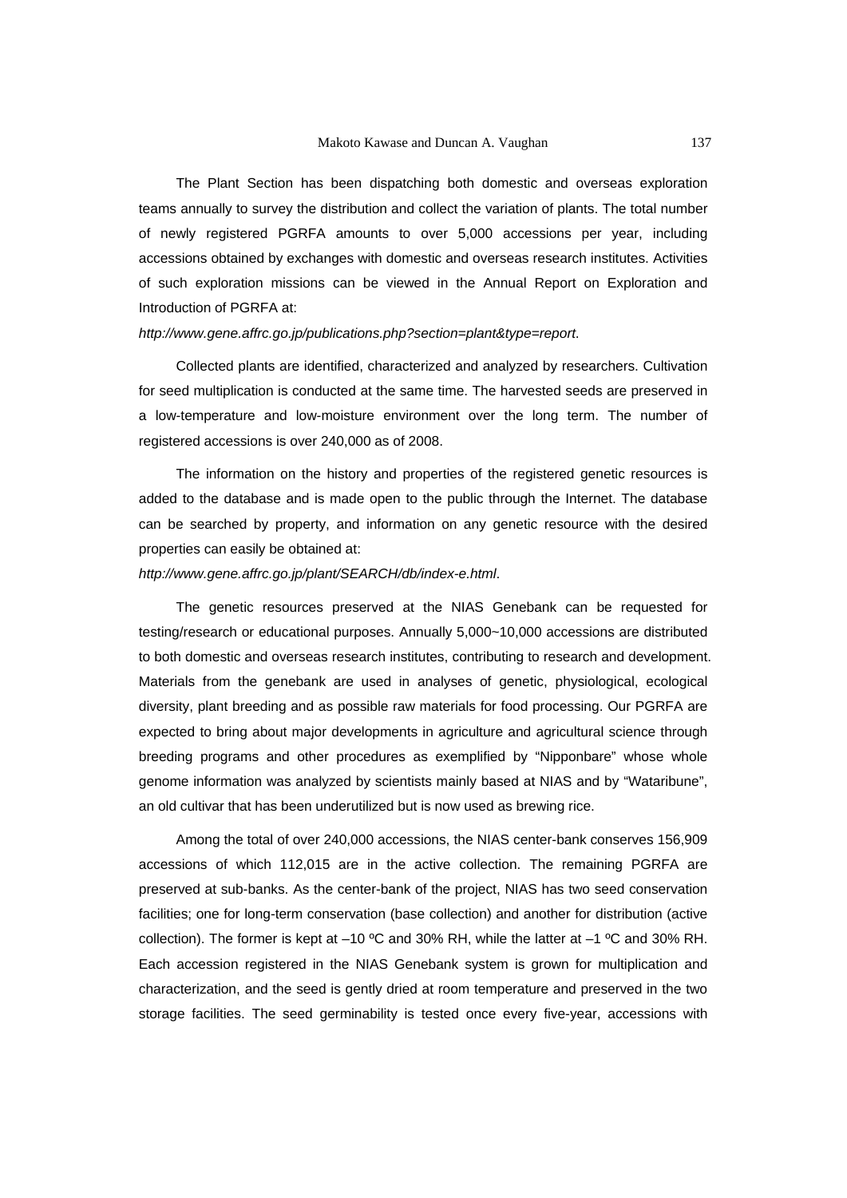The Plant Section has been dispatching both domestic and overseas exploration teams annually to survey the distribution and collect the variation of plants. The total number of newly registered PGRFA amounts to over 5,000 accessions per year, including accessions obtained by exchanges with domestic and overseas research institutes. Activities of such exploration missions can be viewed in the Annual Report on Exploration and Introduction of PGRFA at:

*http://www.gene.affrc.go.jp/publications.php?section=plant&type=report*.

Collected plants are identified, characterized and analyzed by researchers. Cultivation for seed multiplication is conducted at the same time. The harvested seeds are preserved in a low-temperature and low-moisture environment over the long term. The number of registered accessions is over 240,000 as of 2008.

The information on the history and properties of the registered genetic resources is added to the database and is made open to the public through the Internet. The database can be searched by property, and information on any genetic resource with the desired properties can easily be obtained at:

*http://www.gene.affrc.go.jp/plant/SEARCH/db/index-e.html*.

The genetic resources preserved at the NIAS Genebank can be requested for testing/research or educational purposes. Annually 5,000~10,000 accessions are distributed to both domestic and overseas research institutes, contributing to research and development. Materials from the genebank are used in analyses of genetic, physiological, ecological diversity, plant breeding and as possible raw materials for food processing. Our PGRFA are expected to bring about major developments in agriculture and agricultural science through breeding programs and other procedures as exemplified by "Nipponbare" whose whole genome information was analyzed by scientists mainly based at NIAS and by "Wataribune", an old cultivar that has been underutilized but is now used as brewing rice.

Among the total of over 240,000 accessions, the NIAS center-bank conserves 156,909 accessions of which 112,015 are in the active collection. The remaining PGRFA are preserved at sub-banks. As the center-bank of the project, NIAS has two seed conservation facilities; one for long-term conservation (base collection) and another for distribution (active collection). The former is kept at –10 ºC and 30% RH, while the latter at –1 ºC and 30% RH. Each accession registered in the NIAS Genebank system is grown for multiplication and characterization, and the seed is gently dried at room temperature and preserved in the two storage facilities. The seed germinability is tested once every five-year, accessions with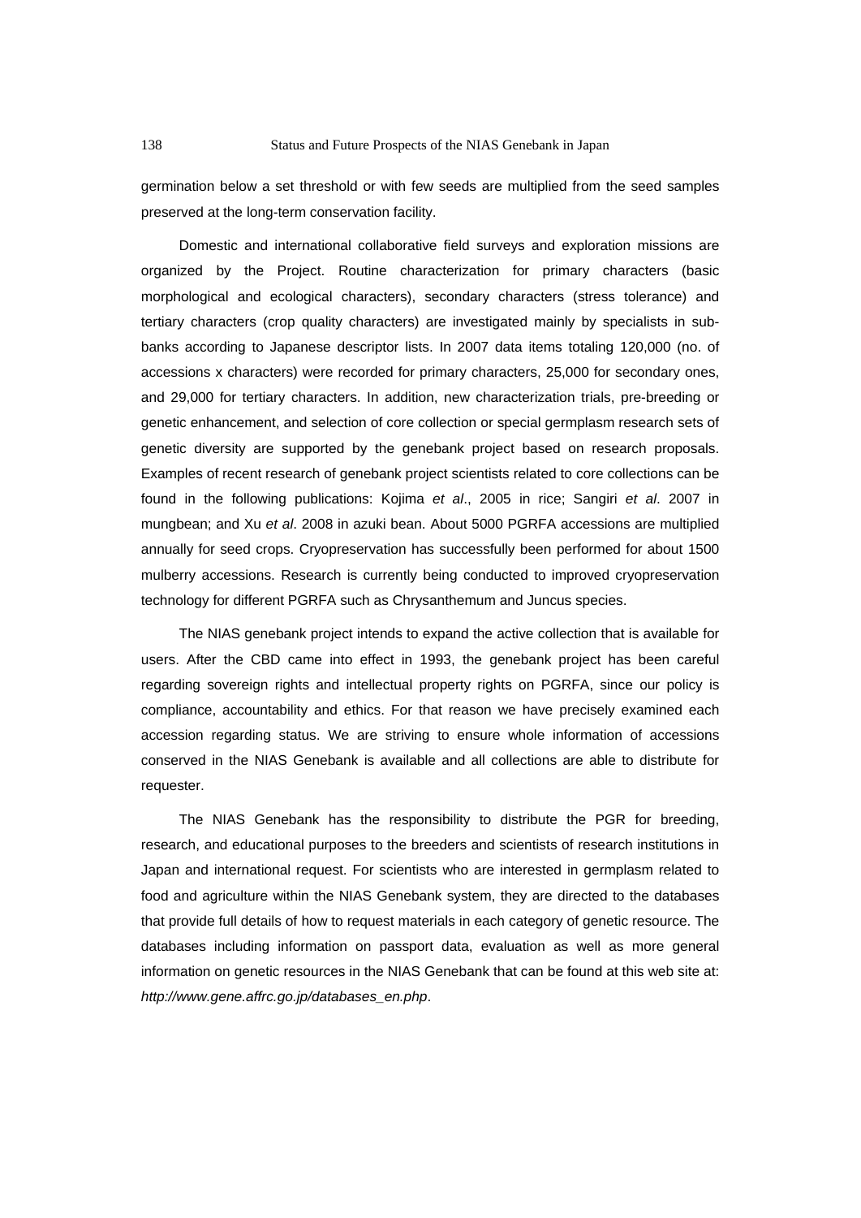germination below a set threshold or with few seeds are multiplied from the seed samples preserved at the long-term conservation facility.

Domestic and international collaborative field surveys and exploration missions are organized by the Project. Routine characterization for primary characters (basic morphological and ecological characters), secondary characters (stress tolerance) and tertiary characters (crop quality characters) are investigated mainly by specialists in sub-banks according to Japanese descriptor lists. In 2007 data items totaling 120,000 (no. of accessions x characters) were recorded for primary characters, 25,000 for secondary ones, and 29,000 for tertiary characters. In addition, new characterization trials, pre-breeding or genetic enhancement, and selection of core collection or special germplasm research sets of genetic diversity are supported by the genebank project based on research proposals. Examples of recent research of genebank project scientists related to core collections can be found in the following publications: Kojima *et al*., 2005 in rice; Sangiri *et al*. 2007 in mungbean; and Xu *et al*. 2008 in azuki bean. About 5000 PGRFA accessions are multiplied annually for seed crops. Cryopreservation has successfully been performed for about 1500 mulberry accessions. Research is currently being conducted to improved cryopreservation technology for different PGRFA such as Chrysanthemum and Juncus species.

The NIAS genebank project intends to expand the active collection that is available for users. After the CBD came into effect in 1993, the genebank project has been careful regarding sovereign rights and intellectual property rights on PGRFA, since our policy is compliance, accountability and ethics. For that reason we have precisely examined each accession regarding status. We are striving to ensure whole information of accessions conserved in the NIAS Genebank is available and all collections are able to distribute for requester.

The NIAS Genebank has the responsibility to distribute the PGR for breeding, research, and educational purposes to the breeders and scientists of research institutions in Japan and international request. For scientists who are interested in germplasm related to food and agriculture within the NIAS Genebank system, they are directed to the databases that provide full details of how to request materials in each category of genetic resource. The databases including information on passport data, evaluation as well as more general information on genetic resources in the NIAS Genebank that can be found at this web site at: *http://www.gene.affrc.go.jp/databases_en.php*.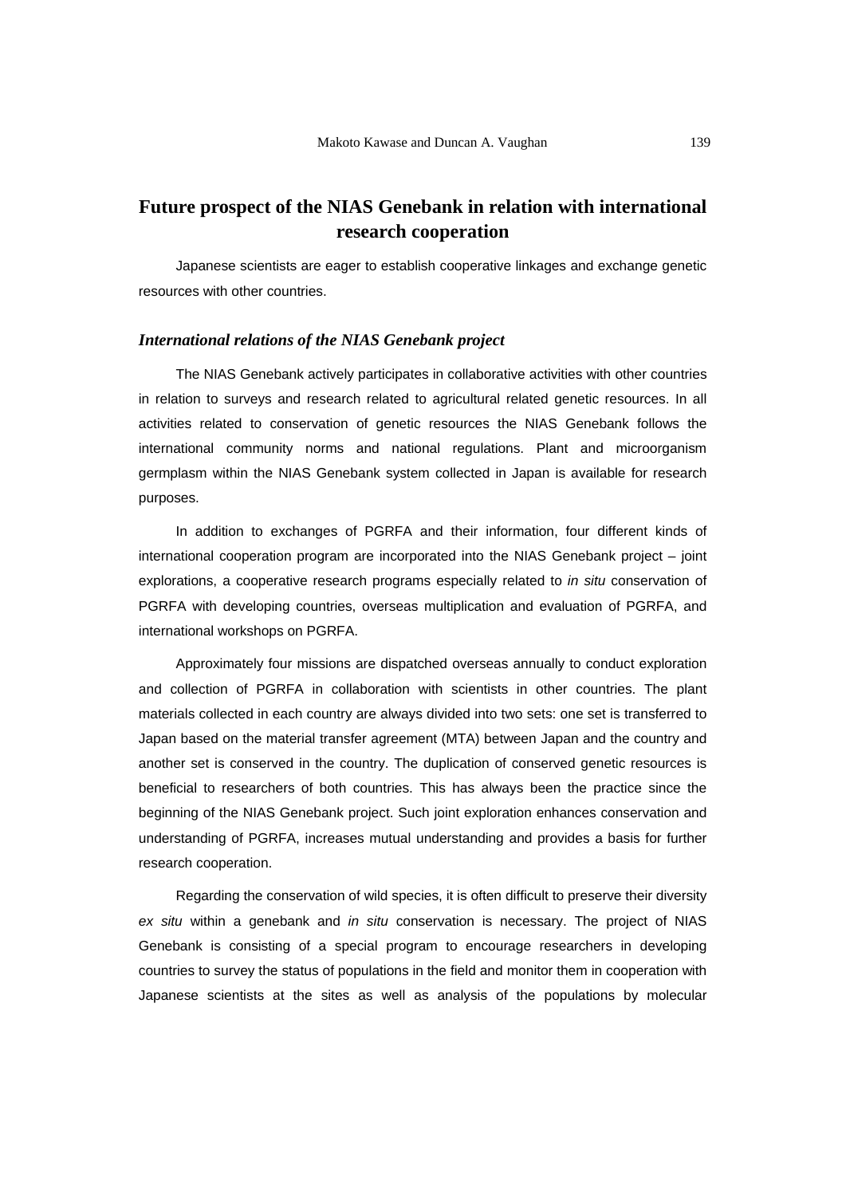## Future prospect of the NIAS Genebank in relation with international research cooperation

Japanese scientists are eager to establish cooperative linkages and exchange genetic resources with other countries.

### *International relations of the NIAS Genebank project*

The NIAS Genebank actively participates in collaborative activities with other countries in relation to surveys and research related to agricultural related genetic resources. In all activities related to conservation of genetic resources the NIAS Genebank follows the international community norms and national regulations. Plant and microorganism germplasm within the NIAS Genebank system collected in Japan is available for research purposes.

In addition to exchanges of PGRFA and their information, four different kinds of international cooperation program are incorporated into the NIAS Genebank project – joint explorations, a cooperative research programs especially related to *in situ* conservation of PGRFA with developing countries, overseas multiplication and evaluation of PGRFA, and international workshops on PGRFA.

Approximately four missions are dispatched overseas annually to conduct exploration and collection of PGRFA in collaboration with scientists in other countries. The plant materials collected in each country are always divided into two sets: one set is transferred to Japan based on the material transfer agreement (MTA) between Japan and the country and another set is conserved in the country. The duplication of conserved genetic resources is beneficial to researchers of both countries. This has always been the practice since the beginning of the NIAS Genebank project. Such joint exploration enhances conservation and understanding of PGRFA, increases mutual understanding and provides a basis for further research cooperation.

Regarding the conservation of wild species, it is often difficult to preserve their diversity *ex situ* within a genebank and *in situ* conservation is necessary. The project of NIAS Genebank is consisting of a special program to encourage researchers in developing countries to survey the status of populations in the field and monitor them in cooperation with Japanese scientists at the sites as well as analysis of the populations by molecular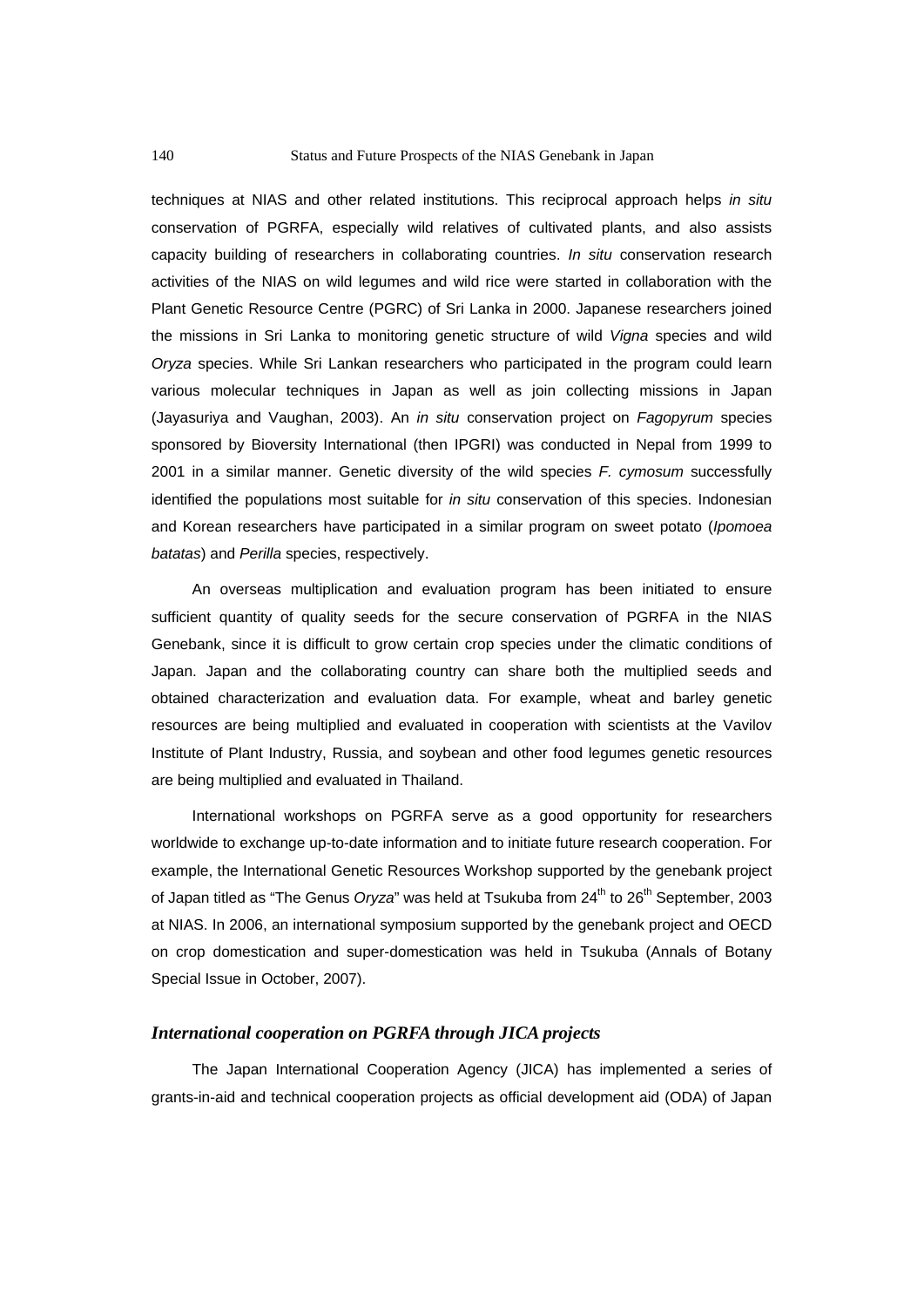techniques at NIAS and other related institutions. This reciprocal approach helps *in situ* conservation of PGRFA, especially wild relatives of cultivated plants, and also assists capacity building of researchers in collaborating countries. *In situ* conservation research activities of the NIAS on wild legumes and wild rice were started in collaboration with the Plant Genetic Resource Centre (PGRC) of Sri Lanka in 2000. Japanese researchers joined the missions in Sri Lanka to monitoring genetic structure of wild *Vigna* species and wild *Oryza* species. While Sri Lankan researchers who participated in the program could learn various molecular techniques in Japan as well as join collecting missions in Japan (Jayasuriya and Vaughan, 2003). An *in situ* conservation project on *Fagopyrum* species sponsored by Bioversity International (then IPGRI) was conducted in Nepal from 1999 to 2001 in a similar manner. Genetic diversity of the wild species *F. cymosum* successfully identified the populations most suitable for *in situ* conservation of this species. Indonesian and Korean researchers have participated in a similar program on sweet potato (*Ipomoea batatas*) and *Perilla* species, respectively.

An overseas multiplication and evaluation program has been initiated to ensure sufficient quantity of quality seeds for the secure conservation of PGRFA in the NIAS Genebank, since it is difficult to grow certain crop species under the climatic conditions of Japan. Japan and the collaborating country can share both the multiplied seeds and obtained characterization and evaluation data. For example, wheat and barley genetic resources are being multiplied and evaluated in cooperation with scientists at the Vavilov Institute of Plant Industry, Russia, and soybean and other food legumes genetic resources are being multiplied and evaluated in Thailand.

International workshops on PGRFA serve as a good opportunity for researchers worldwide to exchange up-to-date information and to initiate future research cooperation. For example, the International Genetic Resources Workshop supported by the genebank project of Japan titled as "The Genus *Oryza*" was held at Tsukuba from 24th to 26th September, 2003 at NIAS. In 2006, an international symposium supported by the genebank project and OECD on crop domestication and super-domestication was held in Tsukuba (Annals of Botany Special Issue in October, 2007).

### *International cooperation on PGRFA through JICA projects*

The Japan International Cooperation Agency (JICA) has implemented a series of grants-in-aid and technical cooperation projects as official development aid (ODA) of Japan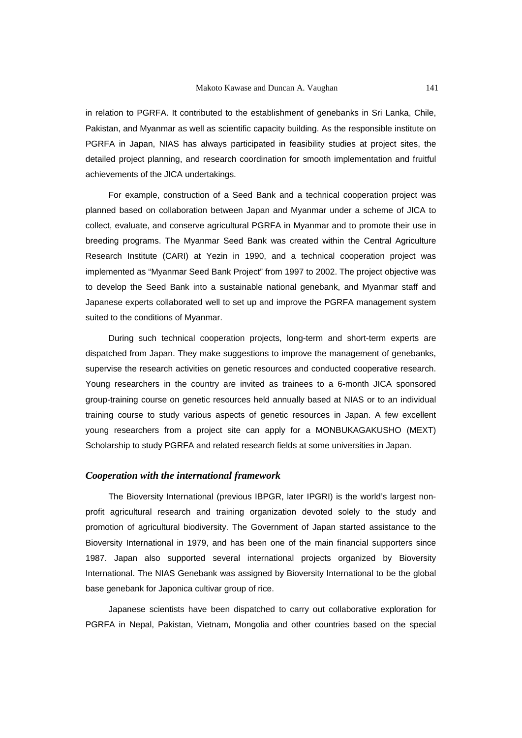in relation to PGRFA. It contributed to the establishment of genebanks in Sri Lanka, Chile, Pakistan, and Myanmar as well as scientific capacity building. As the responsible institute on PGRFA in Japan, NIAS has always participated in feasibility studies at project sites, the detailed project planning, and research coordination for smooth implementation and fruitful achievements of the JICA undertakings.

For example, construction of a Seed Bank and a technical cooperation project was planned based on collaboration between Japan and Myanmar under a scheme of JICA to collect, evaluate, and conserve agricultural PGRFA in Myanmar and to promote their use in breeding programs. The Myanmar Seed Bank was created within the Central Agriculture Research Institute (CARI) at Yezin in 1990, and a technical cooperation project was implemented as "Myanmar Seed Bank Project" from 1997 to 2002. The project objective was to develop the Seed Bank into a sustainable national genebank, and Myanmar staff and Japanese experts collaborated well to set up and improve the PGRFA management system suited to the conditions of Myanmar.

During such technical cooperation projects, long-term and short-term experts are dispatched from Japan. They make suggestions to improve the management of genebanks, supervise the research activities on genetic resources and conducted cooperative research. Young researchers in the country are invited as trainees to a 6-month JICA sponsored group-training course on genetic resources held annually based at NIAS or to an individual training course to study various aspects of genetic resources in Japan. A few excellent young researchers from a project site can apply for a MONBUKAGAKUSHO (MEXT) Scholarship to study PGRFA and related research fields at some universities in Japan.

### *Cooperation with the international framework*

The Bioversity International (previous IBPGR, later IPGRI) is the world's largest non-profit agricultural research and training organization devoted solely to the study and promotion of agricultural biodiversity. The Government of Japan started assistance to the Bioversity International in 1979, and has been one of the main financial supporters since 1987. Japan also supported several international projects organized by Bioversity International. The NIAS Genebank was assigned by Bioversity International to be the global base genebank for Japonica cultivar group of rice.

Japanese scientists have been dispatched to carry out collaborative exploration for PGRFA in Nepal, Pakistan, Vietnam, Mongolia and other countries based on the special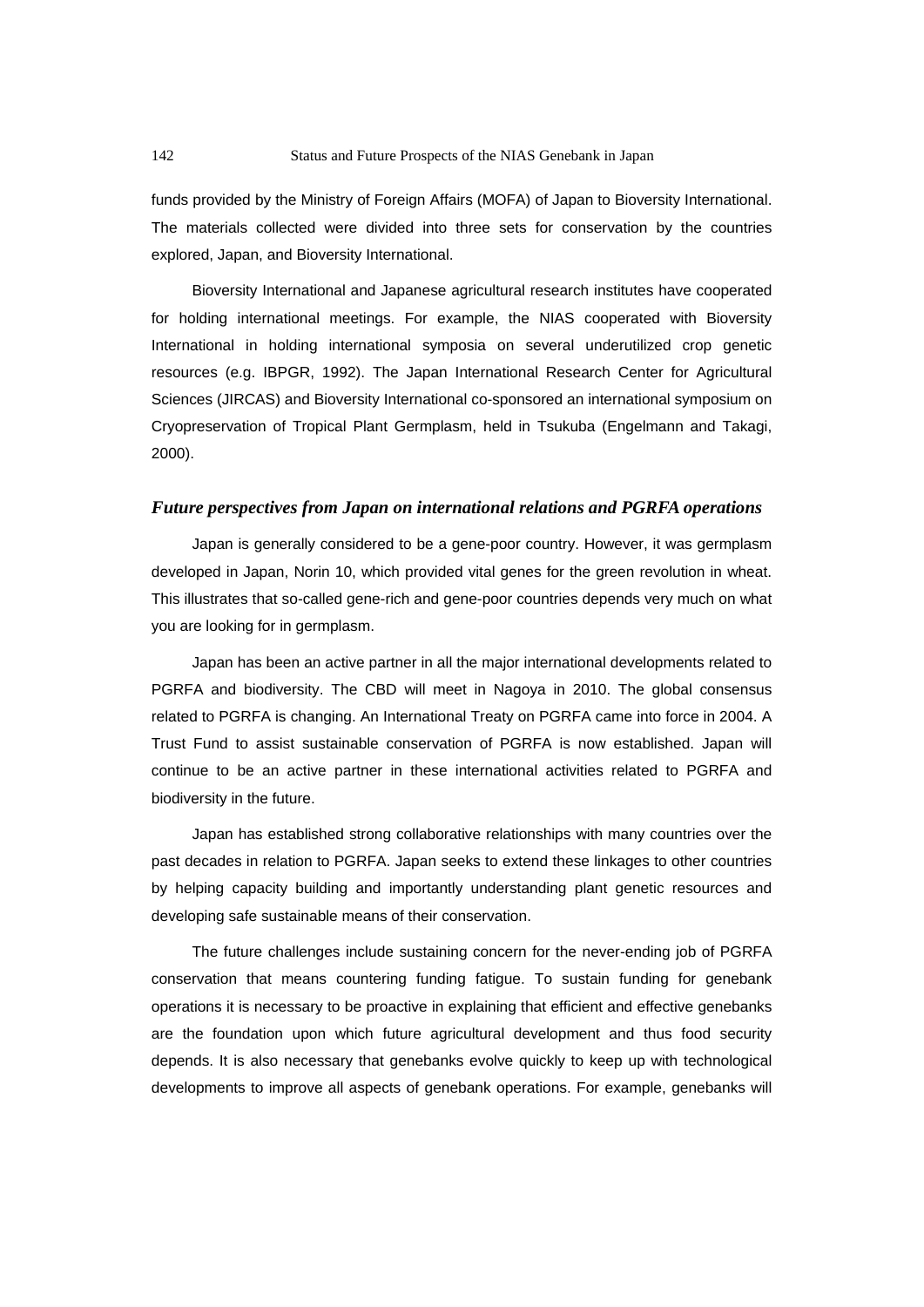funds provided by the Ministry of Foreign Affairs (MOFA) of Japan to Bioversity International. The materials collected were divided into three sets for conservation by the countries explored, Japan, and Bioversity International.

Bioversity International and Japanese agricultural research institutes have cooperated for holding international meetings. For example, the NIAS cooperated with Bioversity International in holding international symposia on several underutilized crop genetic resources (e.g. IBPGR, 1992). The Japan International Research Center for Agricultural Sciences (JIRCAS) and Bioversity International co-sponsored an international symposium on Cryopreservation of Tropical Plant Germplasm, held in Tsukuba (Engelmann and Takagi, 2000).

### *Future perspectives from Japan on international relations and PGRFA operations*

Japan is generally considered to be a gene-poor country. However, it was germplasm developed in Japan, Norin 10, which provided vital genes for the green revolution in wheat. This illustrates that so-called gene-rich and gene-poor countries depends very much on what you are looking for in germplasm.

Japan has been an active partner in all the major international developments related to PGRFA and biodiversity. The CBD will meet in Nagoya in 2010. The global consensus related to PGRFA is changing. An International Treaty on PGRFA came into force in 2004. A Trust Fund to assist sustainable conservation of PGRFA is now established. Japan will continue to be an active partner in these international activities related to PGRFA and biodiversity in the future.

Japan has established strong collaborative relationships with many countries over the past decades in relation to PGRFA. Japan seeks to extend these linkages to other countries by helping capacity building and importantly understanding plant genetic resources and developing safe sustainable means of their conservation.

The future challenges include sustaining concern for the never-ending job of PGRFA conservation that means countering funding fatigue. To sustain funding for genebank operations it is necessary to be proactive in explaining that efficient and effective genebanks are the foundation upon which future agricultural development and thus food security depends. It is also necessary that genebanks evolve quickly to keep up with technological developments to improve all aspects of genebank operations. For example, genebanks will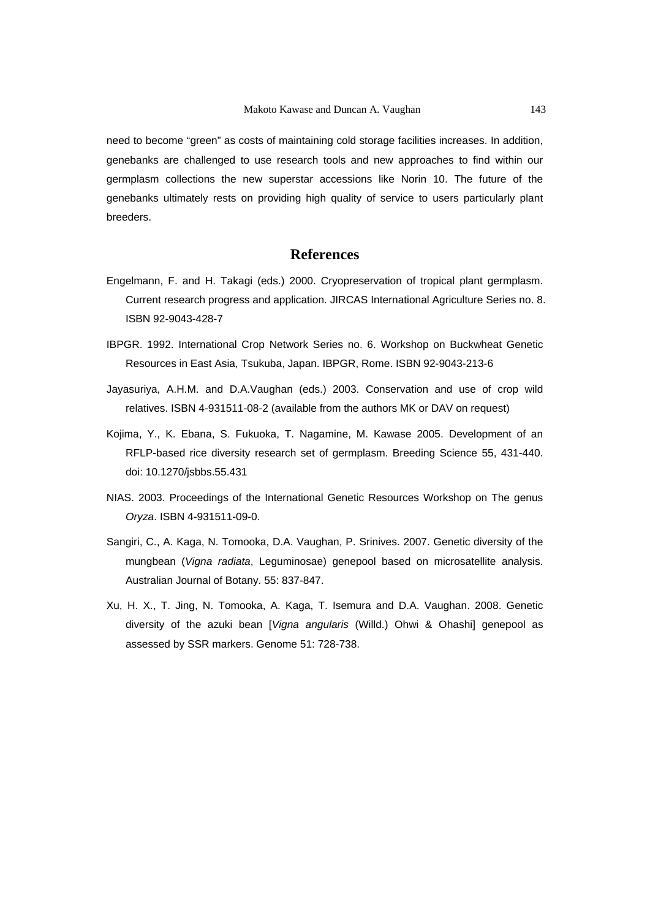need to become “green” as costs of maintaining cold storage facilities increases. In addition, genebanks are challenged to use research tools and new approaches to find within our germplasm collections the new superstar accessions like Norin 10. The future of the genebanks ultimately rests on providing high quality of service to users particularly plant breeders.

## References

Engelmann, F. and H. Takagi (eds.) 2000. Cryopreservation of tropical plant germplasm. Current research progress and application. JIRCAS International Agriculture Series no. 8. ISBN 92-9043-428-7

IBPGR. 1992. International Crop Network Series no. 6. Workshop on Buckwheat Genetic Resources in East Asia, Tsukuba, Japan. IBPGR, Rome. ISBN 92-9043-213-6

Jayasuriya, A.H.M. and D.A.Vaughan (eds.) 2003. Conservation and use of crop wild relatives. ISBN 4-931511-08-2 (available from the authors MK or DAV on request)

Kojima, Y., K. Ebana, S. Fukuoka, T. Nagamine, M. Kawase 2005. Development of an RFLP-based rice diversity research set of germplasm. Breeding Science 55, 431-440. doi: 10.1270/jsbbs.55.431

NIAS. 2003. Proceedings of the International Genetic Resources Workshop on The genus *Oryza*. ISBN 4-931511-09-0.

Sangiri, C., A. Kaga, N. Tomooka, D.A. Vaughan, P. Srinives. 2007. Genetic diversity of the mungbean (*Vigna radiata*, Leguminosae) genepool based on microsatellite analysis. Australian Journal of Botany. 55: 837-847.

Xu, H. X., T. Jing, N. Tomooka, A. Kaga, T. Isemura and D.A. Vaughan. 2008. Genetic diversity of the azuki bean [*Vigna angularis* (Willd.) Ohwi & Ohashi] genepool as assessed by SSR markers. Genome 51: 728-738.